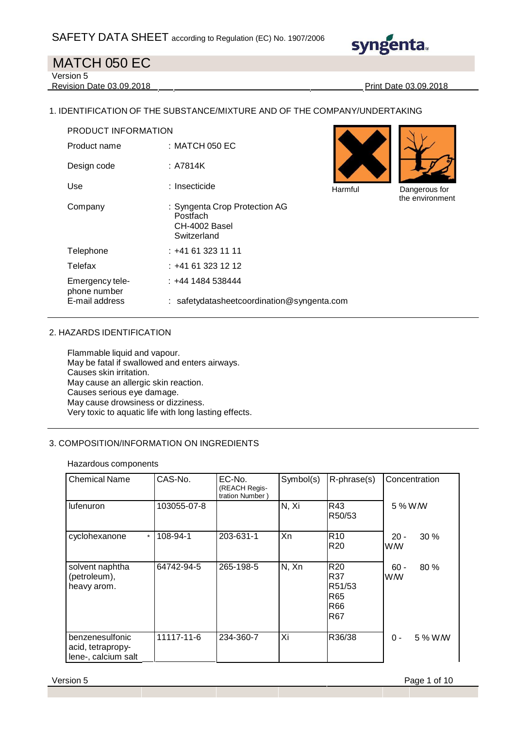SAFETY DATA SHEET according to Regulation (EC) No. 1907/2006

# MATCH 050 EC

Version 5
Revision Date 03.09.2018 Print Date 03.09.2018

## 1. IDENTIFICATION OF THE SUBSTANCE/MIXTURE AND OF THE COMPANY/UNDERTAKING

PRODUCT INFORMATION

| | |
|---|---|
| Product name | : MATCH 050 EC |
| Design code | : A7814K |
| Use | : Insecticide |
| Company | : Syngenta Crop Protection AG<br>Postfach<br>CH-4002 Basel<br>Switzerland |
| Telephone | : +41 61 323 11 11 |
| Telefax | : +41 61 323 12 12 |
| Emergency telephone number | : +44 1484 538444 |
| E-mail address | : safetydatasheetcoordination@syngenta.com |

Harmful

Dangerous for the environment

## 2. HAZARDS IDENTIFICATION

Flammable liquid and vapour.
May be fatal if swallowed and enters airways.
Causes skin irritation.
May cause an allergic skin reaction.
Causes serious eye damage.
May cause drowsiness or dizziness.
Very toxic to aquatic life with long lasting effects.

## 3. COMPOSITION/INFORMATION ON INGREDIENTS

Hazardous components

| Chemical Name | CAS-No. | EC-No. (REACH Registration Number ) | Symbol(s) | R-phrase(s) | Concentration |
|---|---|---|---|---|---|
| lufenuron | 103055-07-8 | | N, Xi | R43<br>R50/53 | 5 % W/W |
| cyclohexanone * | 108-94-1 | 203-631-1 | Xn | R10<br>R20 | 20 - 30 % W/W |
| solvent naphtha (petroleum), heavy arom. | 64742-94-5 | 265-198-5 | N, Xn | R20<br>R37<br>R51/53<br>R65<br>R66<br>R67 | 60 - 80 % W/W |
| benzenesulfonic acid, tetrapropylene-, calcium salt | 11117-11-6 | 234-360-7 | Xi | R36/38 | 0 - 5 % W/W |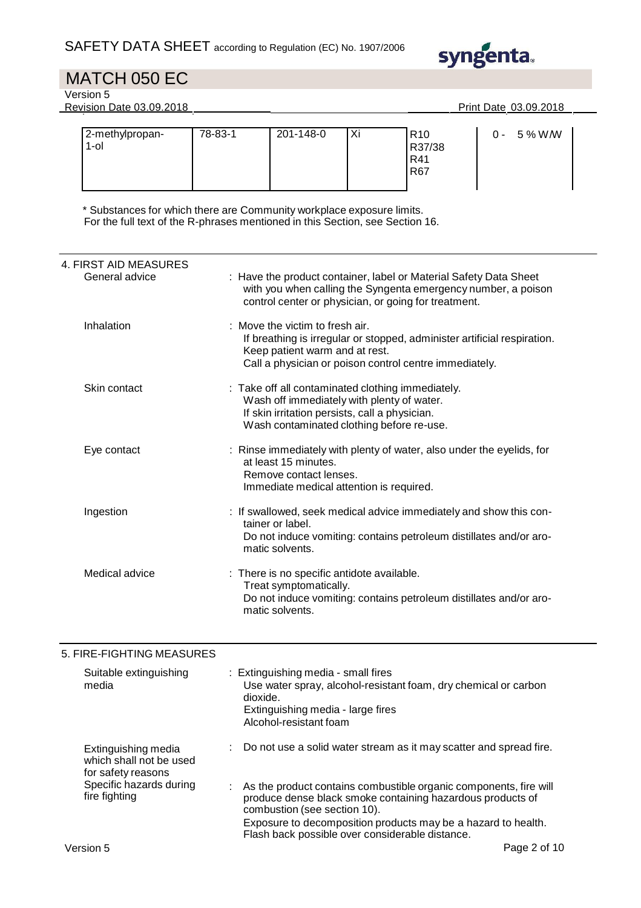| 2-methylpropan-1-ol | 78-83-1 | 201-148-0 | Xi | R10<br>R37/38<br>R41<br>R67 | 0 - 5 % W/W |
|---|---|---|---|---|---|

\* Substances for which there are Community workplace exposure limits.
For the full text of the R-phrases mentioned in this Section, see Section 16.

## 4. FIRST AID MEASURES

**General advice** : Have the product container, label or Material Safety Data Sheet with you when calling the Syngenta emergency number, a poison control center or physician, or going for treatment.

**Inhalation** : Move the victim to fresh air.
If breathing is irregular or stopped, administer artificial respiration.
Keep patient warm and at rest.
Call a physician or poison control centre immediately.

**Skin contact** : Take off all contaminated clothing immediately.
Wash off immediately with plenty of water.
If skin irritation persists, call a physician.
Wash contaminated clothing before re-use.

**Eye contact** : Rinse immediately with plenty of water, also under the eyelids, for at least 15 minutes.
Remove contact lenses.
Immediate medical attention is required.

**Ingestion** : If swallowed, seek medical advice immediately and show this container or label.
Do not induce vomiting: contains petroleum distillates and/or aromatic solvents.

**Medical advice** : There is no specific antidote available.
Treat symptomatically.
Do not induce vomiting: contains petroleum distillates and/or aromatic solvents.

## 5. FIRE-FIGHTING MEASURES

**Suitable extinguishing media** : Extinguishing media - small fires
Use water spray, alcohol-resistant foam, dry chemical or carbon dioxide.
Extinguishing media - large fires
Alcohol-resistant foam

**Extinguishing media which shall not be used for safety reasons** : Do not use a solid water stream as it may scatter and spread fire.

**Specific hazards during fire fighting** : As the product contains combustible organic components, fire will produce dense black smoke containing hazardous products of combustion (see section 10).
Exposure to decomposition products may be a hazard to health.
Flash back possible over considerable distance.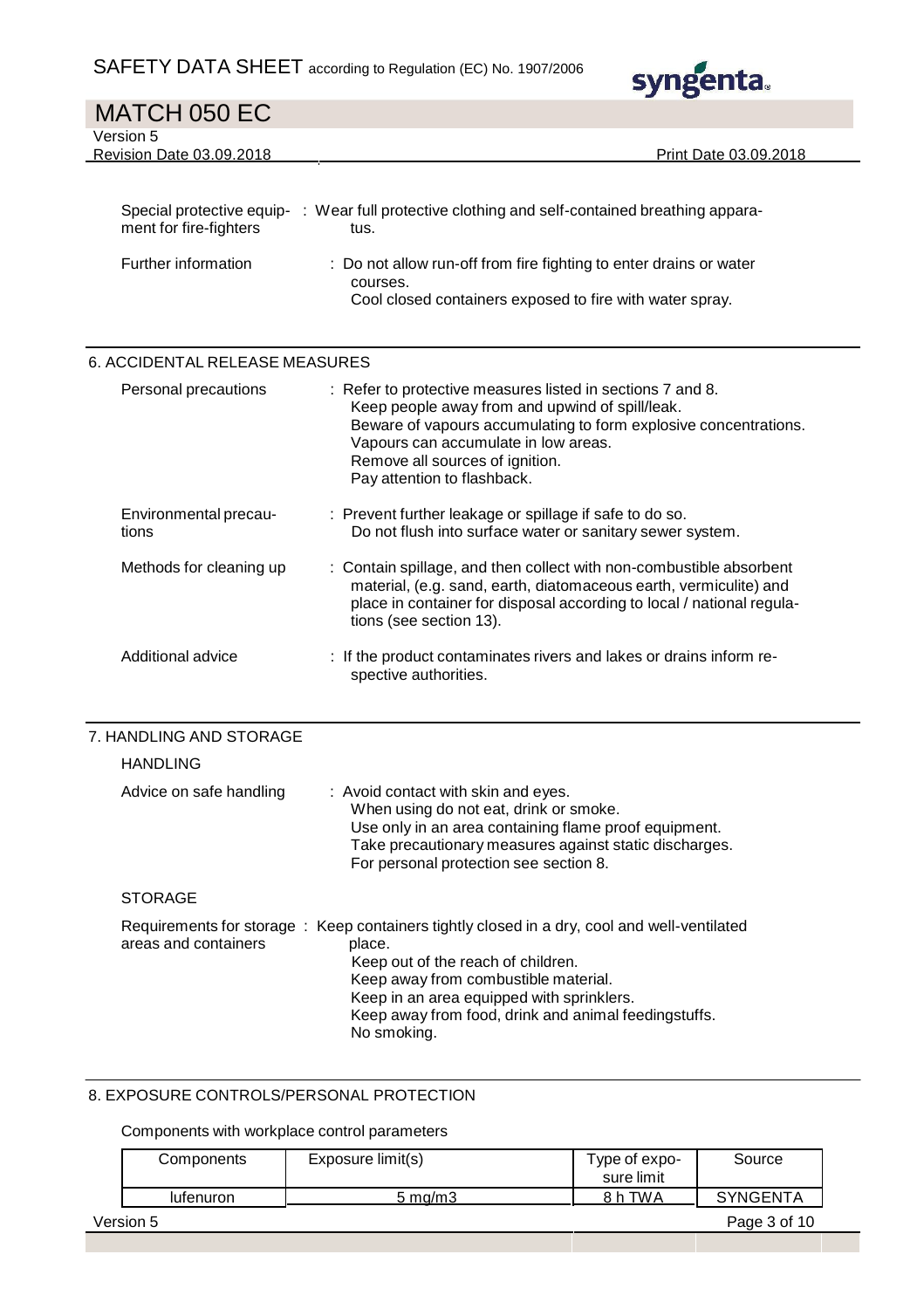Special protective equipment for fire-fighters : Wear full protective clothing and self-contained breathing apparatus.

Further information : Do not allow run-off from fire fighting to enter drains or water courses.
Cool closed containers exposed to fire with water spray.

## 6. ACCIDENTAL RELEASE MEASURES

Personal precautions : Refer to protective measures listed in sections 7 and 8.
Keep people away from and upwind of spill/leak.
Beware of vapours accumulating to form explosive concentrations.
Vapours can accumulate in low areas.
Remove all sources of ignition.
Pay attention to flashback.

Environmental precautions : Prevent further leakage or spillage if safe to do so.
Do not flush into surface water or sanitary sewer system.

Methods for cleaning up : Contain spillage, and then collect with non-combustible absorbent material, (e.g. sand, earth, diatomaceous earth, vermiculite) and place in container for disposal according to local / national regulations (see section 13).

Additional advice : If the product contaminates rivers and lakes or drains inform respective authorities.

## 7. HANDLING AND STORAGE

### HANDLING

Advice on safe handling : Avoid contact with skin and eyes.
When using do not eat, drink or smoke.
Use only in an area containing flame proof equipment.
Take precautionary measures against static discharges.
For personal protection see section 8.

### STORAGE

Requirements for storage areas and containers : Keep containers tightly closed in a dry, cool and well-ventilated place.
Keep out of the reach of children.
Keep away from combustible material.
Keep in an area equipped with sprinklers.
Keep away from food, drink and animal feedingstuffs.
No smoking.

## 8. EXPOSURE CONTROLS/PERSONAL PROTECTION

Components with workplace control parameters

| Components | Exposure limit(s) | Type of exposure limit | Source |
|---|---|---|---|
| lufenuron | 5 mg/m3 | 8 h TWA | SYNGENTA |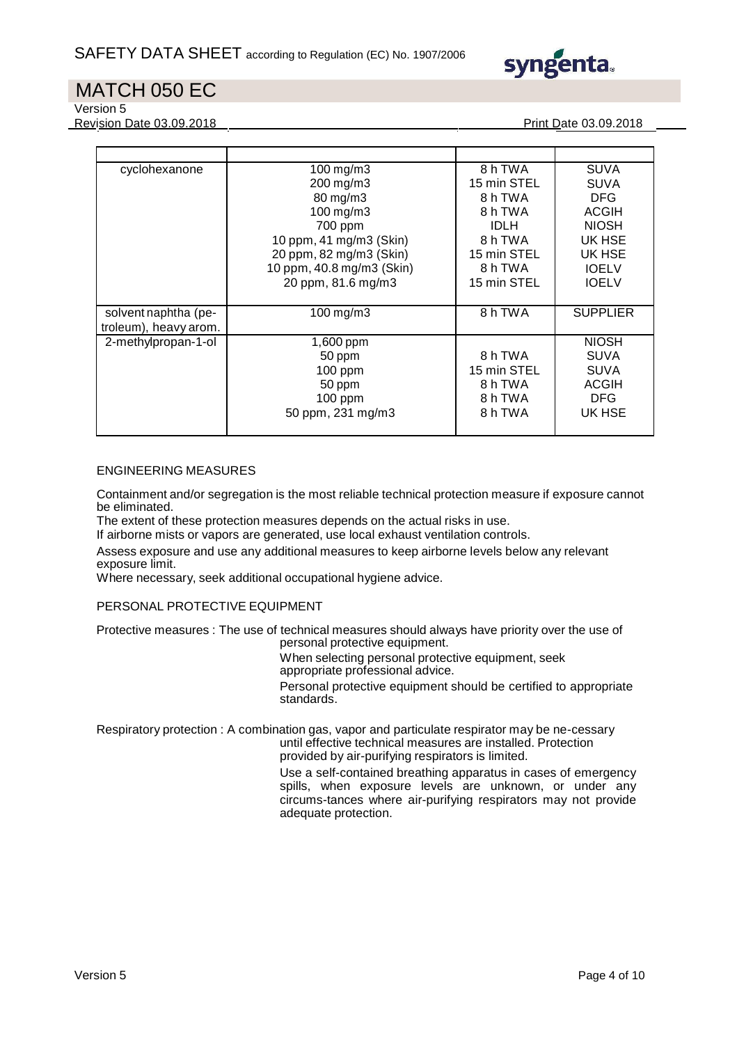| | | | |
|---|---|---|---|
| cyclohexanone | 100 mg/m3 | 8 h TWA | SUVA |
| | 200 mg/m3 | 15 min STEL | SUVA |
| | 80 mg/m3 | 8 h TWA | DFG |
| | 100 mg/m3 | 8 h TWA | ACGIH |
| | 700 ppm | IDLH | NIOSH |
| | 10 ppm, 41 mg/m3 (Skin) | 8 h TWA | UK HSE |
| | 20 ppm, 82 mg/m3 (Skin) | 15 min STEL | UK HSE |
| | 10 ppm, 40.8 mg/m3 (Skin) | 8 h TWA | IOELV |
| | 20 ppm, 81.6 mg/m3 | 15 min STEL | IOELV |
| solvent naphtha (petroleum), heavy arom. | 100 mg/m3 | 8 h TWA | SUPPLIER |
| 2-methylpropan-1-ol | 1,600 ppm | | NIOSH |
| | 50 ppm | 8 h TWA | SUVA |
| | 100 ppm | 15 min STEL | SUVA |
| | 50 ppm | 8 h TWA | ACGIH |
| | 100 ppm | 8 h TWA | DFG |
| | 50 ppm, 231 mg/m3 | 8 h TWA | UK HSE |

ENGINEERING MEASURES

Containment and/or segregation is the most reliable technical protection measure if exposure cannot be eliminated.

The extent of these protection measures depends on the actual risks in use.

If airborne mists or vapors are generated, use local exhaust ventilation controls.

Assess exposure and use any additional measures to keep airborne levels below any relevant exposure limit.

Where necessary, seek additional occupational hygiene advice.

PERSONAL PROTECTIVE EQUIPMENT

Protective measures : The use of technical measures should always have priority over the use of personal protective equipment.

When selecting personal protective equipment, seek appropriate professional advice.

Personal protective equipment should be certified to appropriate standards.

Respiratory protection : A combination gas, vapor and particulate respirator may be ne-cessary until effective technical measures are installed. Protection provided by air-purifying respirators is limited.

Use a self-contained breathing apparatus in cases of emergency spills, when exposure levels are unknown, or under any circums-tances where air-purifying respirators may not provide adequate protection.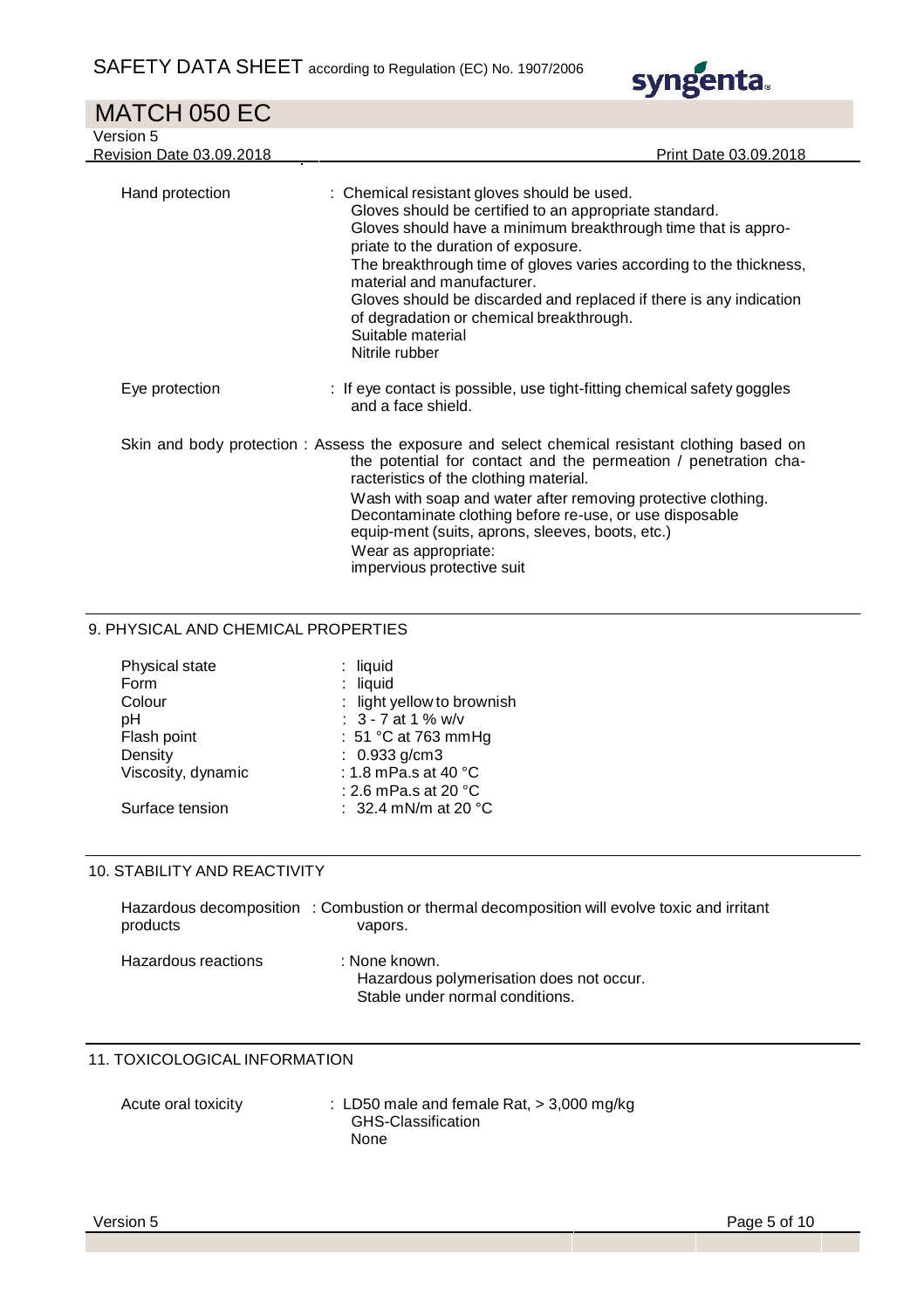| | |
|---|---|
| Hand protection | : Chemical resistant gloves should be used.<br>Gloves should be certified to an appropriate standard.<br>Gloves should have a minimum breakthrough time that is appropriate to the duration of exposure.<br>The breakthrough time of gloves varies according to the thickness, material and manufacturer.<br>Gloves should be discarded and replaced if there is any indication of degradation or chemical breakthrough.<br>Suitable material<br>Nitrile rubber |
| Eye protection | : If eye contact is possible, use tight-fitting chemical safety goggles and a face shield. |
| Skin and body protection | : Assess the exposure and select chemical resistant clothing based on the potential for contact and the permeation / penetration characteristics of the clothing material.<br>Wash with soap and water after removing protective clothing.<br>Decontaminate clothing before re-use, or use disposable equip-ment (suits, aprons, sleeves, boots, etc.)<br>Wear as appropriate:<br>impervious protective suit |

## 9. PHYSICAL AND CHEMICAL PROPERTIES

| | |
|---|---|
| Physical state | : liquid |
| Form | : liquid |
| Colour | : light yellow to brownish |
| pH | : 3 - 7 at 1 % w/v |
| Flash point | : 51 °C at 763 mmHg |
| Density | : 0.933 g/cm3 |
| Viscosity, dynamic | : 1.8 mPa.s at 40 °C<br>: 2.6 mPa.s at 20 °C |
| Surface tension | : 32.4 mN/m at 20 °C |

## 10. STABILITY AND REACTIVITY

| | |
|---|---|
| Hazardous decomposition products | : Combustion or thermal decomposition will evolve toxic and irritant vapors. |
| Hazardous reactions | : None known.<br>Hazardous polymerisation does not occur.<br>Stable under normal conditions. |

## 11. TOXICOLOGICAL INFORMATION

| | |
|---|---|
| Acute oral toxicity | : LD50 male and female Rat, > 3,000 mg/kg<br>GHS-Classification<br>None |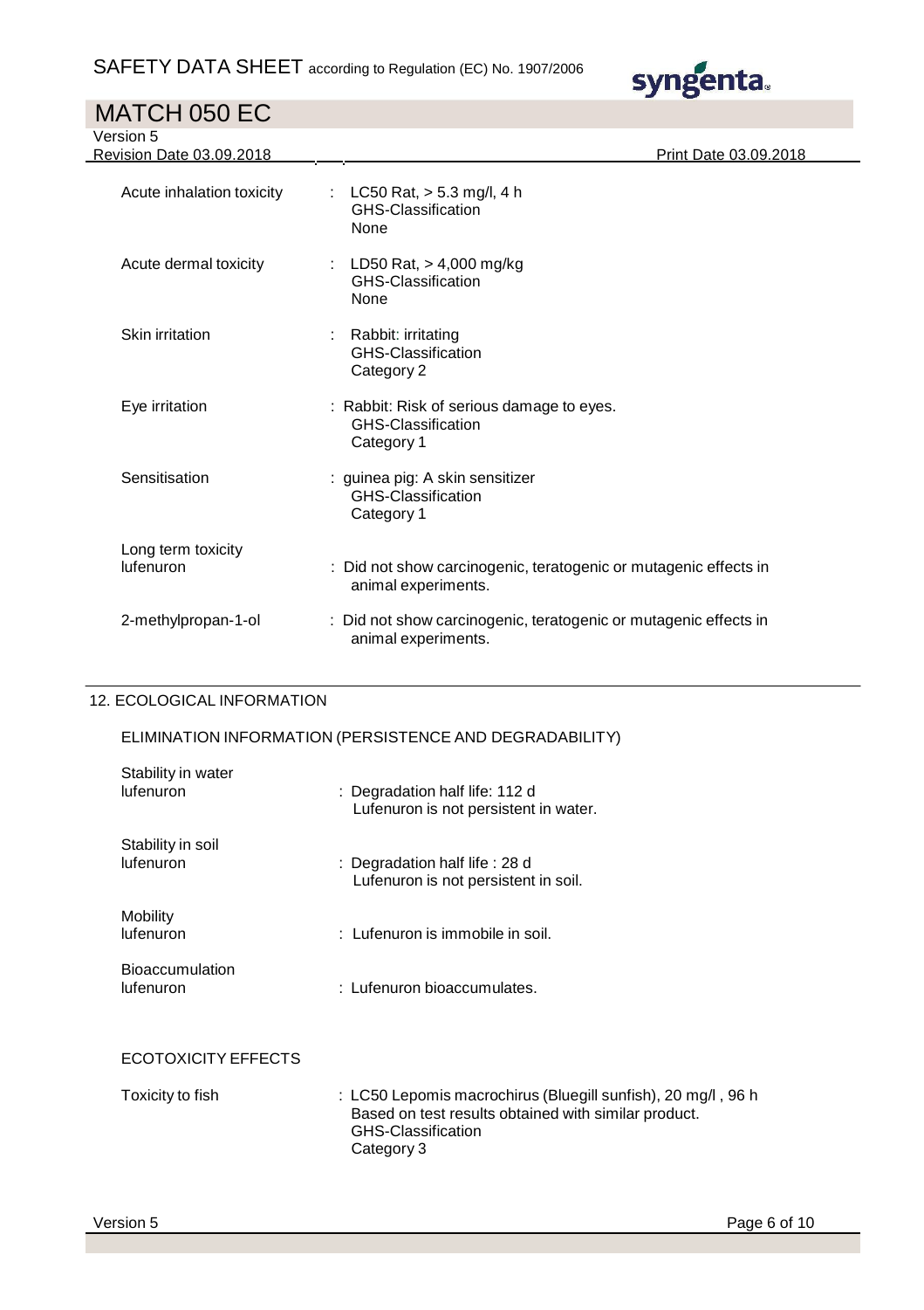| | |
|---|---|
| Acute inhalation toxicity | : LC50 Rat, > 5.3 mg/l, 4 h<br>GHS-Classification<br>None |
| Acute dermal toxicity | : LD50 Rat, > 4,000 mg/kg<br>GHS-Classification<br>None |
| Skin irritation | : Rabbit: irritating<br>GHS-Classification<br>Category 2 |
| Eye irritation | : Rabbit: Risk of serious damage to eyes.<br>GHS-Classification<br>Category 1 |
| Sensitisation | : guinea pig: A skin sensitizer<br>GHS-Classification<br>Category 1 |
| Long term toxicity<br>lufenuron | : Did not show carcinogenic, teratogenic or mutagenic effects in animal experiments. |
| 2-methylpropan-1-ol | : Did not show carcinogenic, teratogenic or mutagenic effects in animal experiments. |

## 12. ECOLOGICAL INFORMATION

### ELIMINATION INFORMATION (PERSISTENCE AND DEGRADABILITY)

| | |
|---|---|
| Stability in water<br>lufenuron | : Degradation half life: 112 d<br>Lufenuron is not persistent in water. |
| Stability in soil<br>lufenuron | : Degradation half life : 28 d<br>Lufenuron is not persistent in soil. |
| Mobility<br>lufenuron | : Lufenuron is immobile in soil. |
| Bioaccumulation<br>lufenuron | : Lufenuron bioaccumulates. |

### ECOTOXICITY EFFECTS

| | |
|---|---|
| Toxicity to fish | : LC50 Lepomis macrochirus (Bluegill sunfish), 20 mg/l , 96 h<br>Based on test results obtained with similar product.<br>GHS-Classification<br>Category 3 |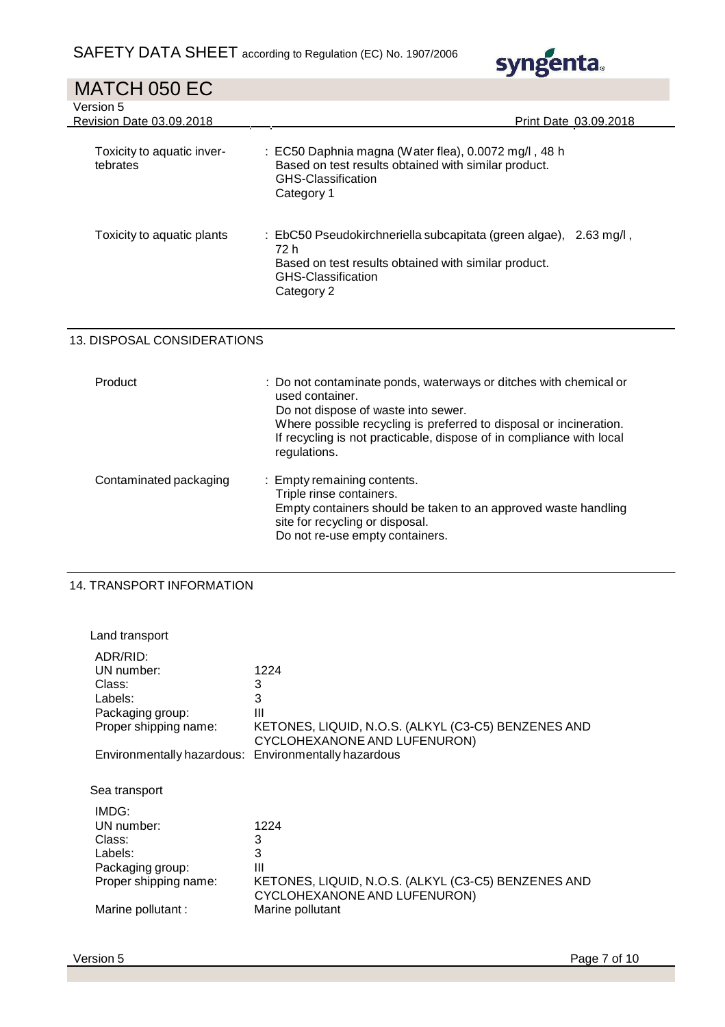| | |
|---|---|
| Toxicity to aquatic invertebrates | : EC50 Daphnia magna (Water flea), 0.0072 mg/l , 48 h<br>Based on test results obtained with similar product.<br>GHS-Classification<br>Category 1 |
| Toxicity to aquatic plants | : EbC50 Pseudokirchneriella subcapitata (green algae), 2.63 mg/l , 72 h<br>Based on test results obtained with similar product.<br>GHS-Classification<br>Category 2 |

## 13. DISPOSAL CONSIDERATIONS

| | |
|---|---|
| Product | : Do not contaminate ponds, waterways or ditches with chemical or used container.<br>Do not dispose of waste into sewer.<br>Where possible recycling is preferred to disposal or incineration.<br>If recycling is not practicable, dispose of in compliance with local regulations. |
| Contaminated packaging | : Empty remaining contents.<br>Triple rinse containers.<br>Empty containers should be taken to an approved waste handling site for recycling or disposal.<br>Do not re-use empty containers. |

## 14. TRANSPORT INFORMATION

Land transport

| | |
|---|---|
| ADR/RID: | |
| UN number: | 1224 |
| Class: | 3 |
| Labels: | 3 |
| Packaging group: | III |
| Proper shipping name: | KETONES, LIQUID, N.O.S. (ALKYL (C3-C5) BENZENES AND CYCLOHEXANONE AND LUFENURON) |
| Environmentally hazardous: | Environmentally hazardous |

Sea transport

| | |
|---|---|
| IMDG: | |
| UN number: | 1224 |
| Class: | 3 |
| Labels: | 3 |
| Packaging group: | III |
| Proper shipping name: | KETONES, LIQUID, N.O.S. (ALKYL (C3-C5) BENZENES AND CYCLOHEXANONE AND LUFENURON) |
| Marine pollutant : | Marine pollutant |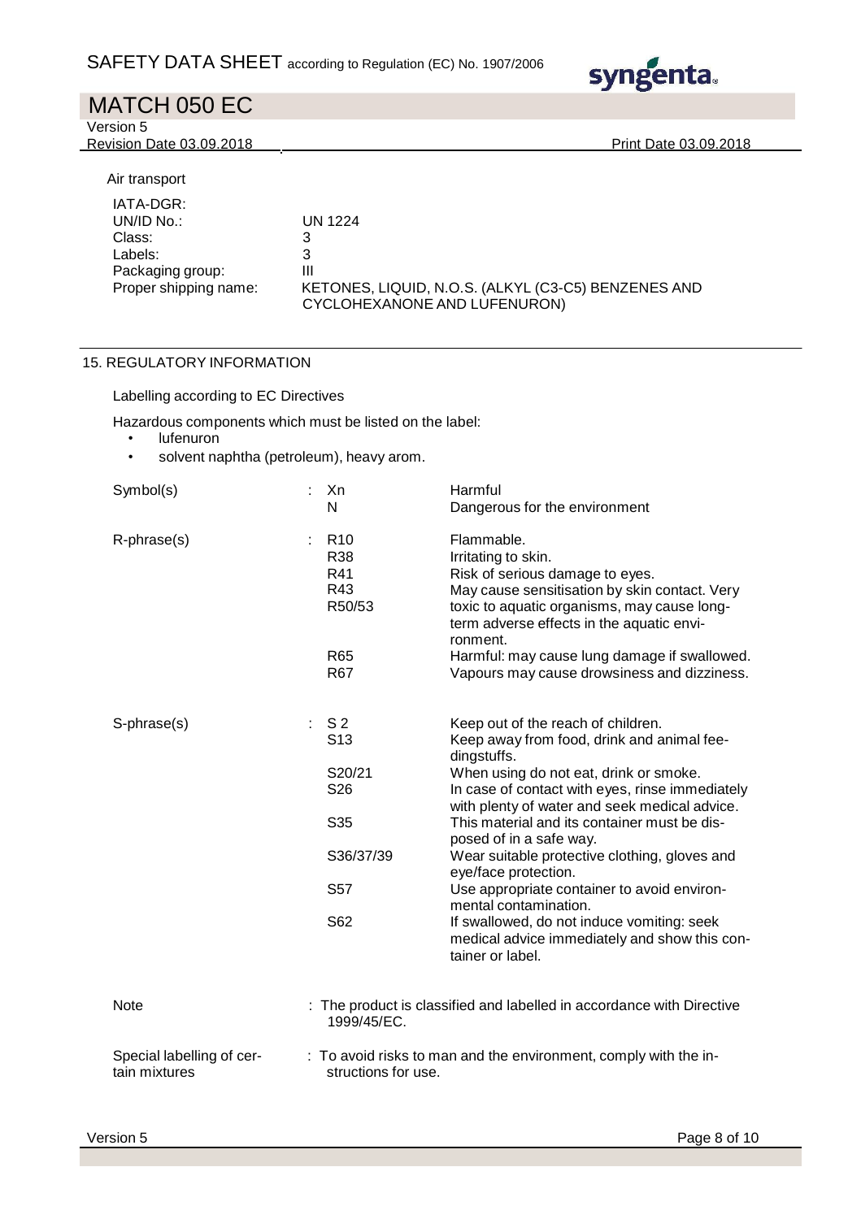Air transport

| | |
|---|---|
| IATA-DGR: | |
| UN/ID No.: | UN 1224 |
| Class: | 3 |
| Labels: | 3 |
| Packaging group: | III |
| Proper shipping name: | KETONES, LIQUID, N.O.S. (ALKYL (C3-C5) BENZENES AND CYCLOHEXANONE AND LUFENURON) |

## 15. REGULATORY INFORMATION

Labelling according to EC Directives

Hazardous components which must be listed on the label:

- lufenuron
- solvent naphtha (petroleum), heavy arom.

| | | |
|---|---|---|
| Symbol(s) | : Xn | Harmful |
| | N | Dangerous for the environment |
| R-phrase(s) | : R10 | Flammable. |
| | R38 | Irritating to skin. |
| | R41 | Risk of serious damage to eyes. |
| | R43 | May cause sensitisation by skin contact. |
| | R50/53 | Very toxic to aquatic organisms, may cause long-term adverse effects in the aquatic environment. |
| | R65 | Harmful: may cause lung damage if swallowed. |
| | R67 | Vapours may cause drowsiness and dizziness. |
| S-phrase(s) | : S 2 | Keep out of the reach of children. |
| | S13 | Keep away from food, drink and animal feedingstuffs. |
| | S20/21 | When using do not eat, drink or smoke. |
| | S26 | In case of contact with eyes, rinse immediately with plenty of water and seek medical advice. |
| | S35 | This material and its container must be disposed of in a safe way. |
| | S36/37/39 | Wear suitable protective clothing, gloves and eye/face protection. |
| | S57 | Use appropriate container to avoid environmental contamination. |
| | S62 | If swallowed, do not induce vomiting: seek medical advice immediately and show this container or label. |

Note : The product is classified and labelled in accordance with Directive 1999/45/EC.

Special labelling of certain mixtures : To avoid risks to man and the environment, comply with the instructions for use.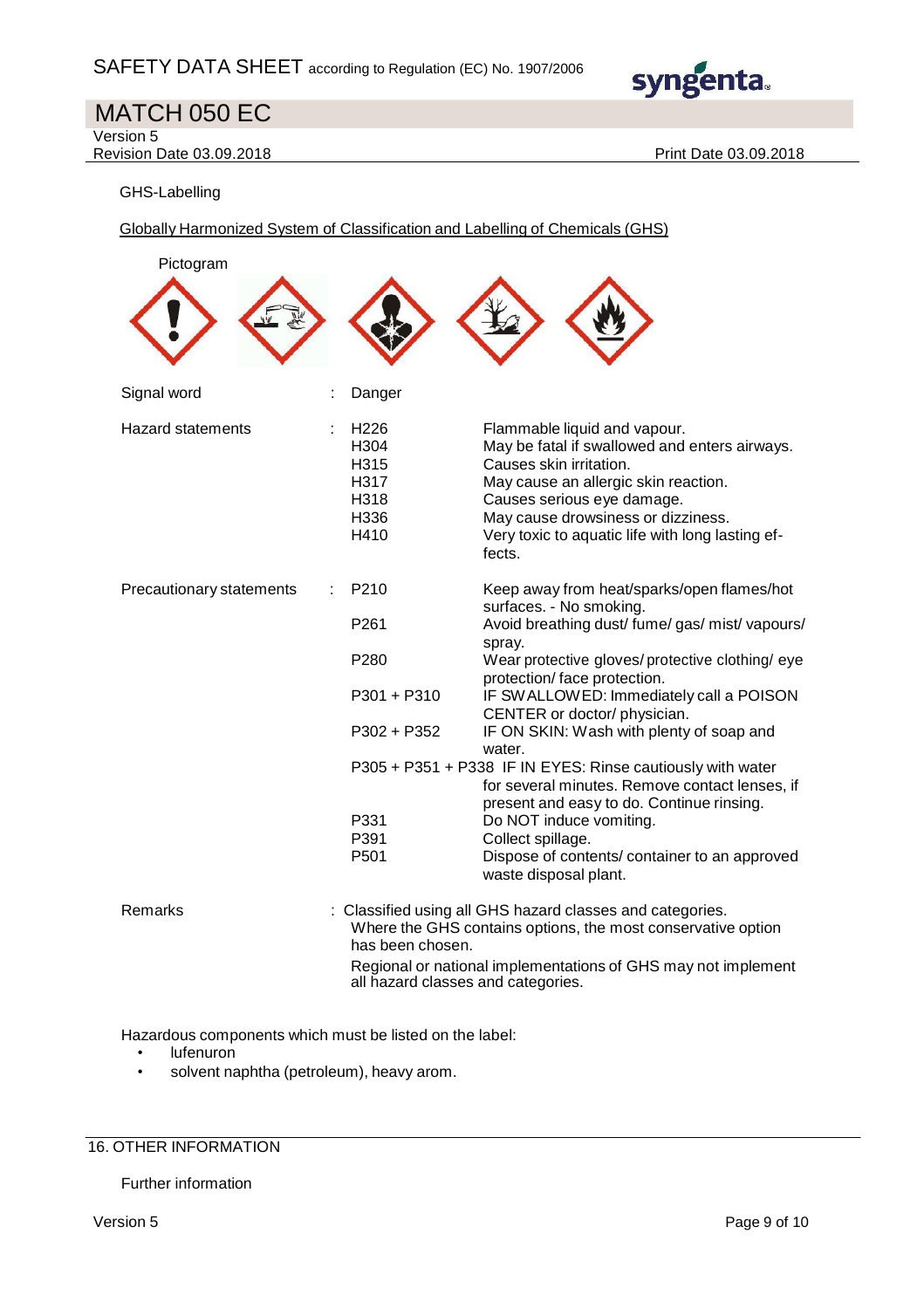GHS-Labelling

Globally Harmonized System of Classification and Labelling of Chemicals (GHS)

Pictogram

| | | |
|---|---|---|
| Signal word | : | Danger |
| Hazard statements | : | H226 Flammable liquid and vapour.<br>H304 May be fatal if swallowed and enters airways.<br>H315 Causes skin irritation.<br>H317 May cause an allergic skin reaction.<br>H318 Causes serious eye damage.<br>H336 May cause drowsiness or dizziness.<br>H410 Very toxic to aquatic life with long lasting effects. |
| Precautionary statements | : | P210 Keep away from heat/sparks/open flames/hot surfaces. - No smoking.<br>P261 Avoid breathing dust/ fume/ gas/ mist/ vapours/ spray.<br>P280 Wear protective gloves/ protective clothing/ eye protection/ face protection.<br>P301 + P310 IF SWALLOWED: Immediately call a POISON CENTER or doctor/ physician.<br>P302 + P352 IF ON SKIN: Wash with plenty of soap and water.<br>P305 + P351 + P338 IF IN EYES: Rinse cautiously with water for several minutes. Remove contact lenses, if present and easy to do. Continue rinsing.<br>P331 Do NOT induce vomiting.<br>P391 Collect spillage.<br>P501 Dispose of contents/ container to an approved waste disposal plant. |
| Remarks | : | Classified using all GHS hazard classes and categories. Where the GHS contains options, the most conservative option has been chosen.<br>Regional or national implementations of GHS may not implement all hazard classes and categories. |

Hazardous components which must be listed on the label:

- lufenuron
- solvent naphtha (petroleum), heavy arom.

## 16. OTHER INFORMATION

Further information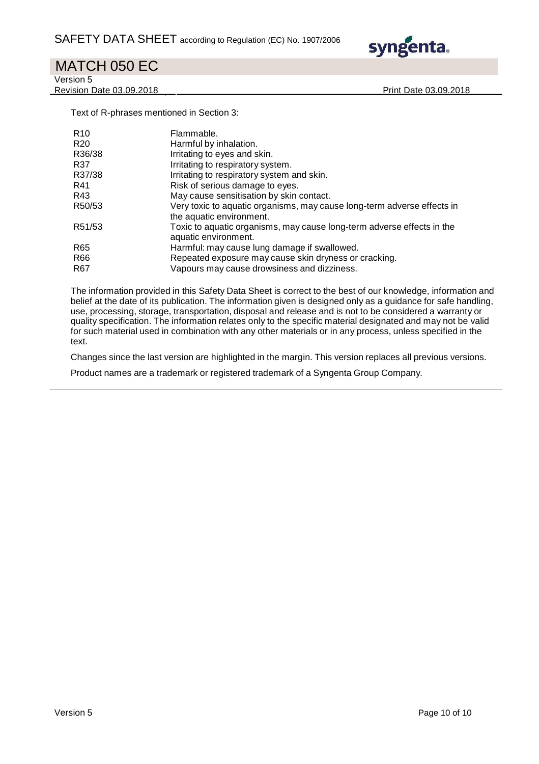Text of R-phrases mentioned in Section 3:

| | |
|---|---|
| R10 | Flammable. |
| R20 | Harmful by inhalation. |
| R36/38 | Irritating to eyes and skin. |
| R37 | Irritating to respiratory system. |
| R37/38 | Irritating to respiratory system and skin. |
| R41 | Risk of serious damage to eyes. |
| R43 | May cause sensitisation by skin contact. |
| R50/53 | Very toxic to aquatic organisms, may cause long-term adverse effects in the aquatic environment. |
| R51/53 | Toxic to aquatic organisms, may cause long-term adverse effects in the aquatic environment. |
| R65 | Harmful: may cause lung damage if swallowed. |
| R66 | Repeated exposure may cause skin dryness or cracking. |
| R67 | Vapours may cause drowsiness and dizziness. |

The information provided in this Safety Data Sheet is correct to the best of our knowledge, information and belief at the date of its publication. The information given is designed only as a guidance for safe handling, use, processing, storage, transportation, disposal and release and is not to be considered a warranty or quality specification. The information relates only to the specific material designated and may not be valid for such material used in combination with any other materials or in any process, unless specified in the text.

Changes since the last version are highlighted in the margin. This version replaces all previous versions.

Product names are a trademark or registered trademark of a Syngenta Group Company.